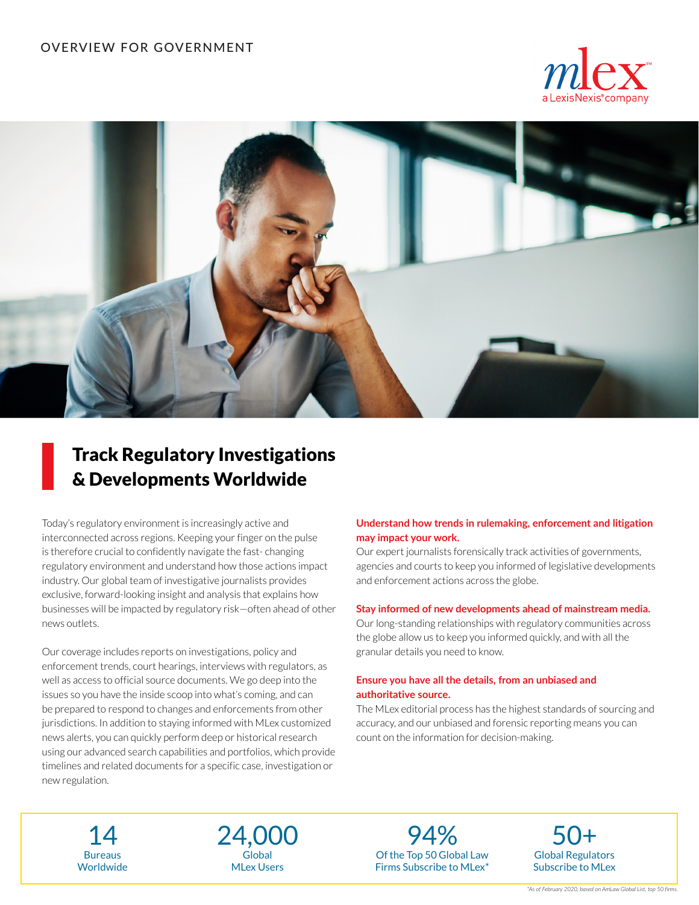OVERVIEW FOR GOVERNMENT

mlex™
a LexisNexis® company

# Track Regulatory Investigations & Developments Worldwide

Today's regulatory environment is increasingly active and interconnected across regions. Keeping your finger on the pulse is therefore crucial to confidently navigate the fast- changing regulatory environment and understand how those actions impact industry. Our global team of investigative journalists provides exclusive, forward-looking insight and analysis that explains how businesses will be impacted by regulatory risk—often ahead of other news outlets.

Our coverage includes reports on investigations, policy and enforcement trends, court hearings, interviews with regulators, as well as access to official source documents. We go deep into the issues so you have the inside scoop into what's coming, and can be prepared to respond to changes and enforcements from other jurisdictions. In addition to staying informed with MLex customized news alerts, you can quickly perform deep or historical research using our advanced search capabilities and portfolios, which provide timelines and related documents for a specific case, investigation or new regulation.

**Understand how trends in rulemaking, enforcement and litigation may impact your work.**
Our expert journalists forensically track activities of governments, agencies and courts to keep you informed of legislative developments and enforcement actions across the globe.

**Stay informed of new developments ahead of mainstream media.**
Our long-standing relationships with regulatory communities across the globe allow us to keep you informed quickly, and with all the granular details you need to know.

**Ensure you have all the details, from an unbiased and authoritative source.**
The MLex editorial process has the highest standards of sourcing and accuracy, and our unbiased and forensic reporting means you can count on the information for decision-making.

| 14 | 24,000 | 94% | 50+ |
|---|---|---|---|
| Bureaus Worldwide | Global MLex Users | Of the Top 50 Global Law Firms Subscribe to MLex* | Global Regulators Subscribe to MLex |

*As of February 2020, based on AmLaw Global List, top 50 firms.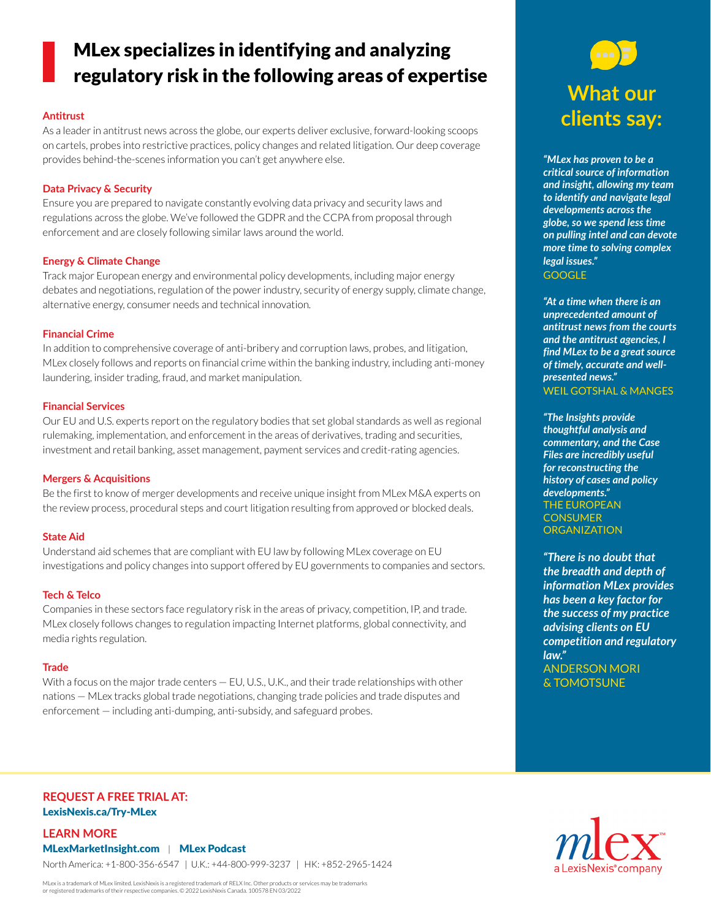# MLex specializes in identifying and analyzing regulatory risk in the following areas of expertise

### Antitrust

As a leader in antitrust news across the globe, our experts deliver exclusive, forward-looking scoops on cartels, probes into restrictive practices, policy changes and related litigation. Our deep coverage provides behind-the-scenes information you can't get anywhere else.

### Data Privacy & Security

Ensure you are prepared to navigate constantly evolving data privacy and security laws and regulations across the globe. We've followed the GDPR and the CCPA from proposal through enforcement and are closely following similar laws around the world.

### Energy & Climate Change

Track major European energy and environmental policy developments, including major energy debates and negotiations, regulation of the power industry, security of energy supply, climate change, alternative energy, consumer needs and technical innovation.

### Financial Crime

In addition to comprehensive coverage of anti-bribery and corruption laws, probes, and litigation, MLex closely follows and reports on financial crime within the banking industry, including anti-money laundering, insider trading, fraud, and market manipulation.

### Financial Services

Our EU and U.S. experts report on the regulatory bodies that set global standards as well as regional rulemaking, implementation, and enforcement in the areas of derivatives, trading and securities, investment and retail banking, asset management, payment services and credit-rating agencies.

### Mergers & Acquisitions

Be the first to know of merger developments and receive unique insight from MLex M&A experts on the review process, procedural steps and court litigation resulting from approved or blocked deals.

### State Aid

Understand aid schemes that are compliant with EU law by following MLex coverage on EU investigations and policy changes into support offered by EU governments to companies and sectors.

### Tech & Telco

Companies in these sectors face regulatory risk in the areas of privacy, competition, IP, and trade. MLex closely follows changes to regulation impacting Internet platforms, global connectivity, and media rights regulation.

### Trade

With a focus on the major trade centers — EU, U.S., U.K., and their trade relationships with other nations — MLex tracks global trade negotiations, changing trade policies and trade disputes and enforcement — including anti-dumping, anti-subsidy, and safeguard probes.

## What our clients say:

***"MLex has proven to be a critical source of information and insight, allowing my team to identify and navigate legal developments across the globe, so we spend less time on pulling intel and can devote more time to solving complex legal issues."***
GOOGLE

***"At a time when there is an unprecedented amount of antitrust news from the courts and the antitrust agencies, I find MLex to be a great source of timely, accurate and well-presented news."***
WEIL GOTSHAL & MANGES

***"The Insights provide thoughtful analysis and commentary, and the Case Files are incredibly useful for reconstructing the history of cases and policy developments."***
THE EUROPEAN CONSUMER ORGANIZATION

***"There is no doubt that the breadth and depth of information MLex provides has been a key factor for the success of my practice advising clients on EU competition and regulatory law."***
ANDERSON MORI & TOMOTSUNE

**REQUEST A FREE TRIAL AT:**
LexisNexis.ca/Try-MLex

**LEARN MORE**
MLexMarketInsight.com | MLex Podcast

North America: +1-800-356-6547 | U.K.: +44-800-999-3237 | HK: +852-2965-1424

mlex™ a LexisNexis® company

MLex is a trademark of MLex limited. LexisNexis is a registered trademark of RELX Inc. Other products or services may be trademarks or registered trademarks of their respective companies. © 2022 LexisNexis Canada. 100578 EN 03/2022